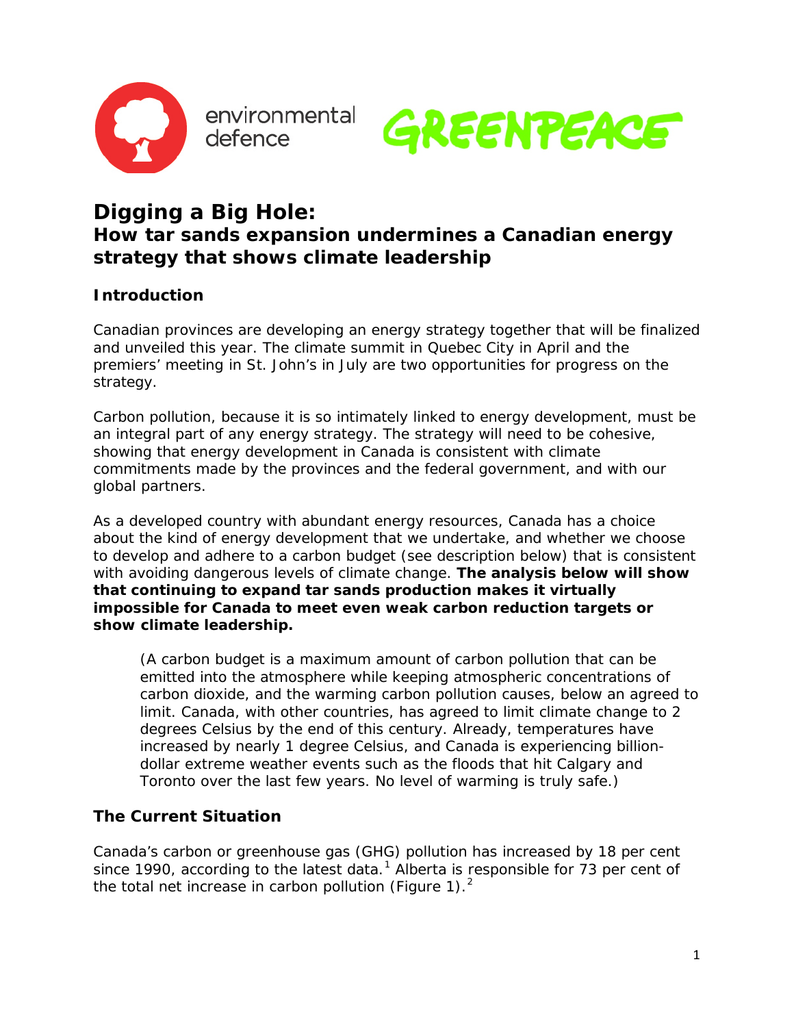environmental defence

GREENPEACE

# Digging a Big Hole:
## How tar sands expansion undermines a Canadian energy strategy that shows climate leadership

### Introduction

Canadian provinces are developing an energy strategy together that will be finalized and unveiled this year. The climate summit in Quebec City in April and the premiers' meeting in St. John's in July are two opportunities for progress on the strategy.

Carbon pollution, because it is so intimately linked to energy development, must be an integral part of any energy strategy. The strategy will need to be cohesive, showing that energy development in Canada is consistent with climate commitments made by the provinces and the federal government, and with our global partners.

As a developed country with abundant energy resources, Canada has a choice about the kind of energy development that we undertake, and whether we choose to develop and adhere to a carbon budget (see description below) that is consistent with avoiding dangerous levels of climate change. **The analysis below will show that continuing to expand tar sands production makes it virtually impossible for Canada to meet even weak carbon reduction targets or show climate leadership.**

> (A carbon budget is a maximum amount of carbon pollution that can be emitted into the atmosphere while keeping atmospheric concentrations of carbon dioxide, and the warming carbon pollution causes, below an agreed to limit. Canada, with other countries, has agreed to limit climate change to 2 degrees Celsius by the end of this century. Already, temperatures have increased by nearly 1 degree Celsius, and Canada is experiencing billion-dollar extreme weather events such as the floods that hit Calgary and Toronto over the last few years. No level of warming is truly safe.)

### The Current Situation

Canada's carbon or greenhouse gas (GHG) pollution has increased by 18 per cent since 1990, according to the latest data.[1] Alberta is responsible for 73 per cent of the total net increase in carbon pollution (Figure 1).[2]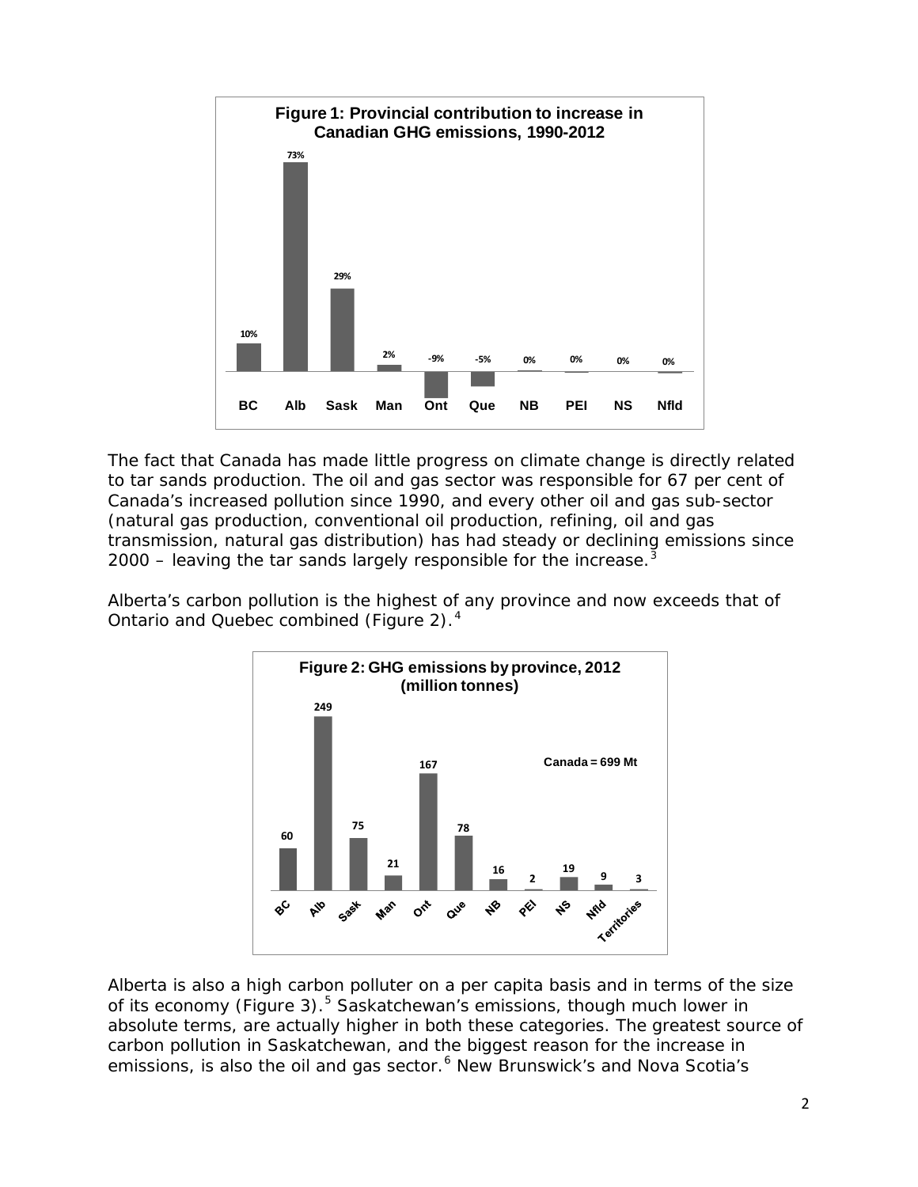**Figure 1: Provincial contribution to increase in Canadian GHG emissions, 1990-2012**

| BC | Alb | Sask | Man | Ont | Que | NB | PEI | NS | Nfld |
|---|---|---|---|---|---|---|---|---|---|
| 10% | 73% | 29% | 2% | -9% | -5% | 0% | 0% | 0% | 0% |

The fact that Canada has made little progress on climate change is directly related to tar sands production. The oil and gas sector was responsible for 67 per cent of Canada's increased pollution since 1990, and every other oil and gas sub-sector (natural gas production, conventional oil production, refining, oil and gas transmission, natural gas distribution) has had steady or declining emissions since 2000 – leaving the tar sands largely responsible for the increase.[3]

Alberta's carbon pollution is the highest of any province and now exceeds that of Ontario and Quebec combined (Figure 2).[4]

**Figure 2: GHG emissions by province, 2012 (million tonnes)**

Canada = 699 Mt

| BC | Alb | Sask | Man | Ont | Que | NB | PEI | NS | Nfld | Territories |
|---|---|---|---|---|---|---|---|---|---|---|
| 60 | 249 | 75 | 21 | 167 | 78 | 16 | 2 | 19 | 9 | 3 |

Alberta is also a high carbon polluter on a per capita basis and in terms of the size of its economy (Figure 3).[5] Saskatchewan's emissions, though much lower in absolute terms, are actually higher in both these categories. The greatest source of carbon pollution in Saskatchewan, and the biggest reason for the increase in emissions, is also the oil and gas sector.[6] New Brunswick's and Nova Scotia's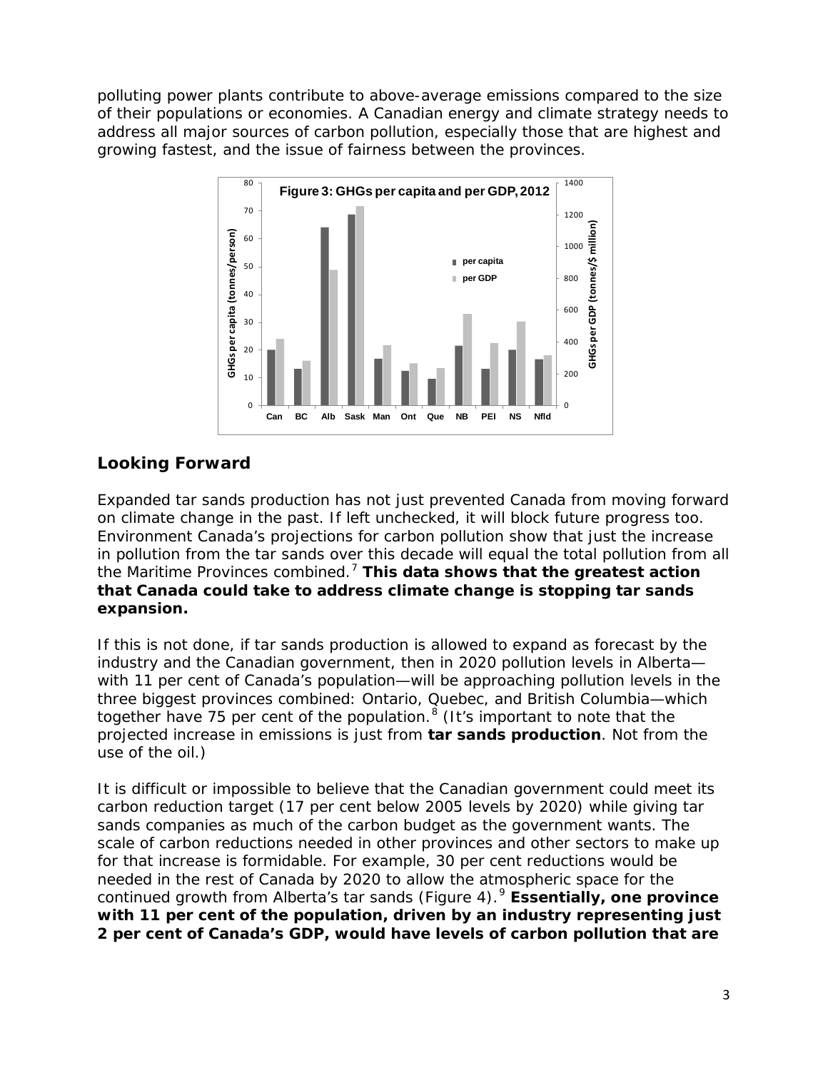polluting power plants contribute to above-average emissions compared to the size of their populations or economies. A Canadian energy and climate strategy needs to address all major sources of carbon pollution, especially those that are highest and growing fastest, and the issue of fairness between the provinces.

## Looking Forward

Expanded tar sands production has not just prevented Canada from moving forward on climate change in the past. If left unchecked, it will block future progress too. Environment Canada's projections for carbon pollution show that just the increase in pollution from the tar sands over this decade will equal the total pollution from all the Maritime Provinces combined.[7] **This data shows that the greatest action that Canada could take to address climate change is stopping tar sands expansion.**

If this is not done, if tar sands production is allowed to expand as forecast by the industry and the Canadian government, then in 2020 pollution levels in Alberta—with 11 per cent of Canada's population—will be approaching pollution levels in the three biggest provinces combined: Ontario, Quebec, and British Columbia—which together have 75 per cent of the population.[8] (It's important to note that the projected increase in emissions is just from **tar sands production**. Not from the use of the oil.)

It is difficult or impossible to believe that the Canadian government could meet its carbon reduction target (17 per cent below 2005 levels by 2020) while giving tar sands companies as much of the carbon budget as the government wants. The scale of carbon reductions needed in other provinces and other sectors to make up for that increase is formidable. For example, 30 per cent reductions would be needed in the rest of Canada by 2020 to allow the atmospheric space for the continued growth from Alberta's tar sands (Figure 4).[9] **Essentially, one province with 11 per cent of the population, driven by an industry representing just 2 per cent of Canada's GDP, would have levels of carbon pollution that are**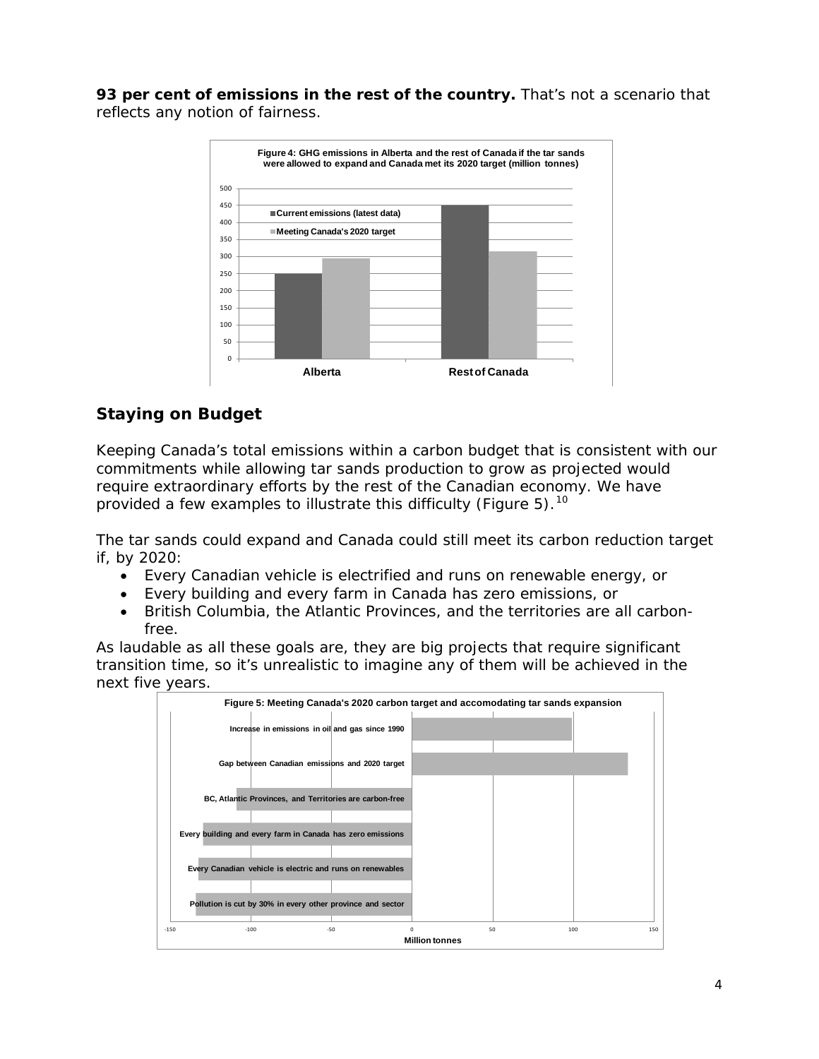**93 per cent of emissions in the rest of the country.** That's not a scenario that reflects any notion of fairness.

Figure 4: GHG emissions in Alberta and the rest of Canada if the tar sands were allowed to expand and Canada met its 2020 target (million tonnes)

## Staying on Budget

Keeping Canada's total emissions within a carbon budget that is consistent with our commitments while allowing tar sands production to grow as projected would require extraordinary efforts by the rest of the Canadian economy. We have provided a few examples to illustrate this difficulty (Figure 5).[10]

The tar sands could expand and Canada could still meet its carbon reduction target if, by 2020:

- Every Canadian vehicle is electrified and runs on renewable energy, or
- Every building and every farm in Canada has zero emissions, or
- British Columbia, the Atlantic Provinces, and the territories are all carbon-free.

As laudable as all these goals are, they are big projects that require significant transition time, so it's unrealistic to imagine any of them will be achieved in the next five years.

Figure 5: Meeting Canada's 2020 carbon target and accomodating tar sands expansion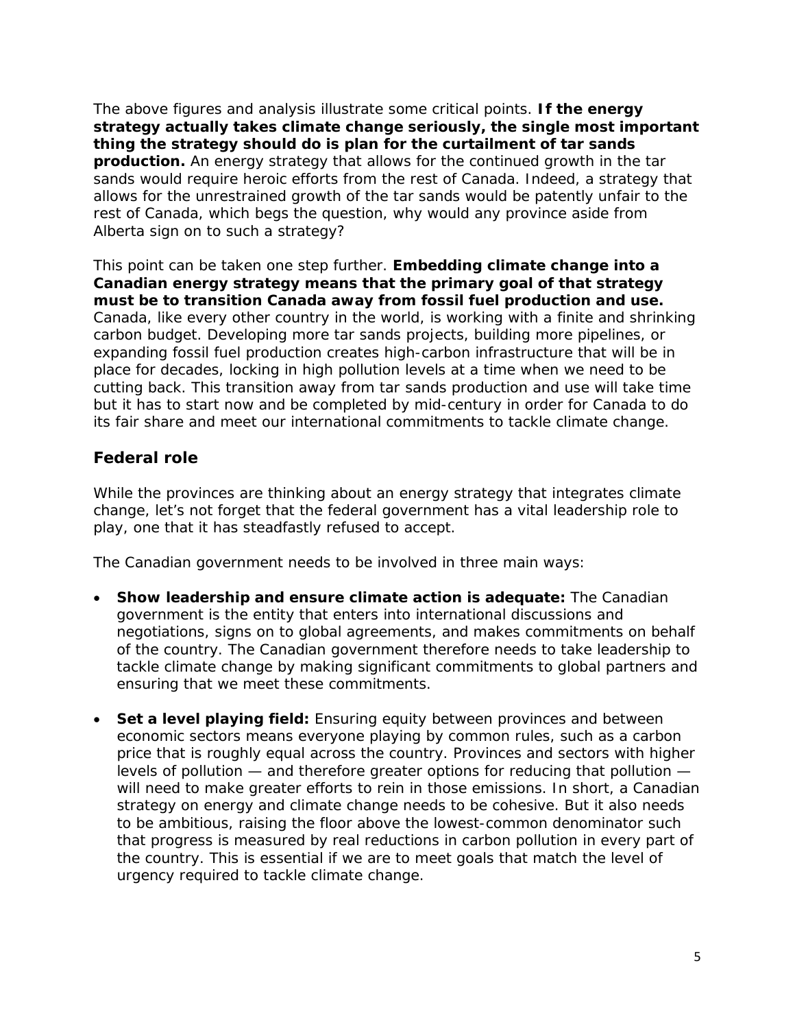The above figures and analysis illustrate some critical points. **If the energy strategy actually takes climate change seriously, the single most important thing the strategy should do is plan for the curtailment of tar sands production.** An energy strategy that allows for the continued growth in the tar sands would require heroic efforts from the rest of Canada. Indeed, a strategy that allows for the unrestrained growth of the tar sands would be patently unfair to the rest of Canada, which begs the question, why would any province aside from Alberta sign on to such a strategy?

This point can be taken one step further. **Embedding climate change into a Canadian energy strategy means that the primary goal of that strategy must be to transition Canada away from fossil fuel production and use.** Canada, like every other country in the world, is working with a finite and shrinking carbon budget. Developing more tar sands projects, building more pipelines, or expanding fossil fuel production creates high-carbon infrastructure that will be in place for decades, locking in high pollution levels at a time when we need to be cutting back. This transition away from tar sands production and use will take time but it has to start now and be completed by mid-century in order for Canada to do its fair share and meet our international commitments to tackle climate change.

## Federal role

While the provinces are thinking about an energy strategy that integrates climate change, let's not forget that the federal government has a vital leadership role to play, one that it has steadfastly refused to accept.

The Canadian government needs to be involved in three main ways:

- **Show leadership and ensure climate action is adequate:** The Canadian government is the entity that enters into international discussions and negotiations, signs on to global agreements, and makes commitments on behalf of the country. The Canadian government therefore needs to take leadership to tackle climate change by making significant commitments to global partners and ensuring that we meet these commitments.
- **Set a level playing field:** Ensuring equity between provinces and between economic sectors means everyone playing by common rules, such as a carbon price that is roughly equal across the country. Provinces and sectors with higher levels of pollution — and therefore greater options for reducing that pollution — will need to make greater efforts to rein in those emissions. In short, a Canadian strategy on energy and climate change needs to be cohesive. But it also needs to be ambitious, raising the floor above the lowest-common denominator such that progress is measured by real reductions in carbon pollution in every part of the country. This is essential if we are to meet goals that match the level of urgency required to tackle climate change.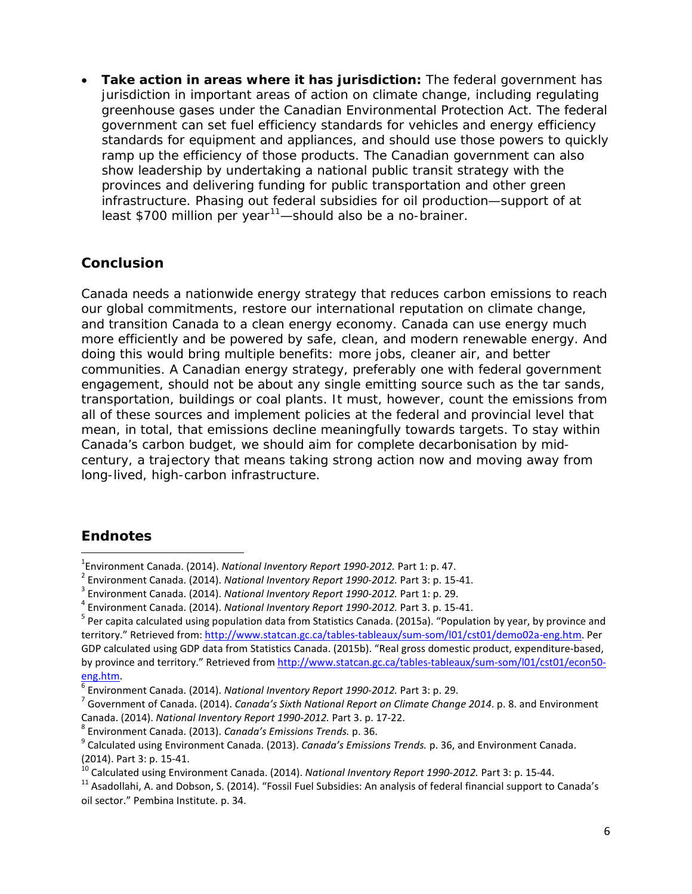- **Take action in areas where it has jurisdiction:** The federal government has jurisdiction in important areas of action on climate change, including regulating greenhouse gases under the Canadian Environmental Protection Act. The federal government can set fuel efficiency standards for vehicles and energy efficiency standards for equipment and appliances, and should use those powers to quickly ramp up the efficiency of those products. The Canadian government can also show leadership by undertaking a national public transit strategy with the provinces and delivering funding for public transportation and other green infrastructure. Phasing out federal subsidies for oil production—support of at least $700 million per year[11]—should also be a no-brainer.

## Conclusion

Canada needs a nationwide energy strategy that reduces carbon emissions to reach our global commitments, restore our international reputation on climate change, and transition Canada to a clean energy economy. Canada can use energy much more efficiently and be powered by safe, clean, and modern renewable energy. And doing this would bring multiple benefits: more jobs, cleaner air, and better communities. A Canadian energy strategy, preferably one with federal government engagement, should not be about any single emitting source such as the tar sands, transportation, buildings or coal plants. It must, however, count the emissions from all of these sources and implement policies at the federal and provincial level that mean, in total, that emissions decline meaningfully towards targets. To stay within Canada's carbon budget, we should aim for complete decarbonisation by mid-century, a trajectory that means taking strong action now and moving away from long-lived, high-carbon infrastructure.

## Endnotes

[1] Environment Canada. (2014). *National Inventory Report 1990-2012.* Part 1: p. 47.

[2] Environment Canada. (2014). *National Inventory Report 1990-2012.* Part 3: p. 15-41.

[3] Environment Canada. (2014). *National Inventory Report 1990-2012.* Part 1: p. 29.

[4] Environment Canada. (2014). *National Inventory Report 1990-2012.* Part 3. p. 15-41.

[5] Per capita calculated using population data from Statistics Canada. (2015a). "Population by year, by province and territory." Retrieved from: http://www.statcan.gc.ca/tables-tableaux/sum-som/l01/cst01/demo02a-eng.htm. Per GDP calculated using GDP data from Statistics Canada. (2015b). "Real gross domestic product, expenditure-based, by province and territory." Retrieved from http://www.statcan.gc.ca/tables-tableaux/sum-som/l01/cst01/econ50-eng.htm.

[6] Environment Canada. (2014). *National Inventory Report 1990-2012.* Part 3: p. 29.

[7] Government of Canada. (2014). *Canada's Sixth National Report on Climate Change 2014*. p. 8. and Environment Canada. (2014). *National Inventory Report 1990-2012.* Part 3. p. 17-22.

[8] Environment Canada. (2013). *Canada's Emissions Trends.* p. 36.

[9] Calculated using Environment Canada. (2013). *Canada's Emissions Trends.* p. 36, and Environment Canada. (2014). Part 3: p. 15-41.

[10] Calculated using Environment Canada. (2014). *National Inventory Report 1990-2012.* Part 3: p. 15-44.

[11] Asadollahi, A. and Dobson, S. (2014). "Fossil Fuel Subsidies: An analysis of federal financial support to Canada's oil sector." Pembina Institute. p. 34.